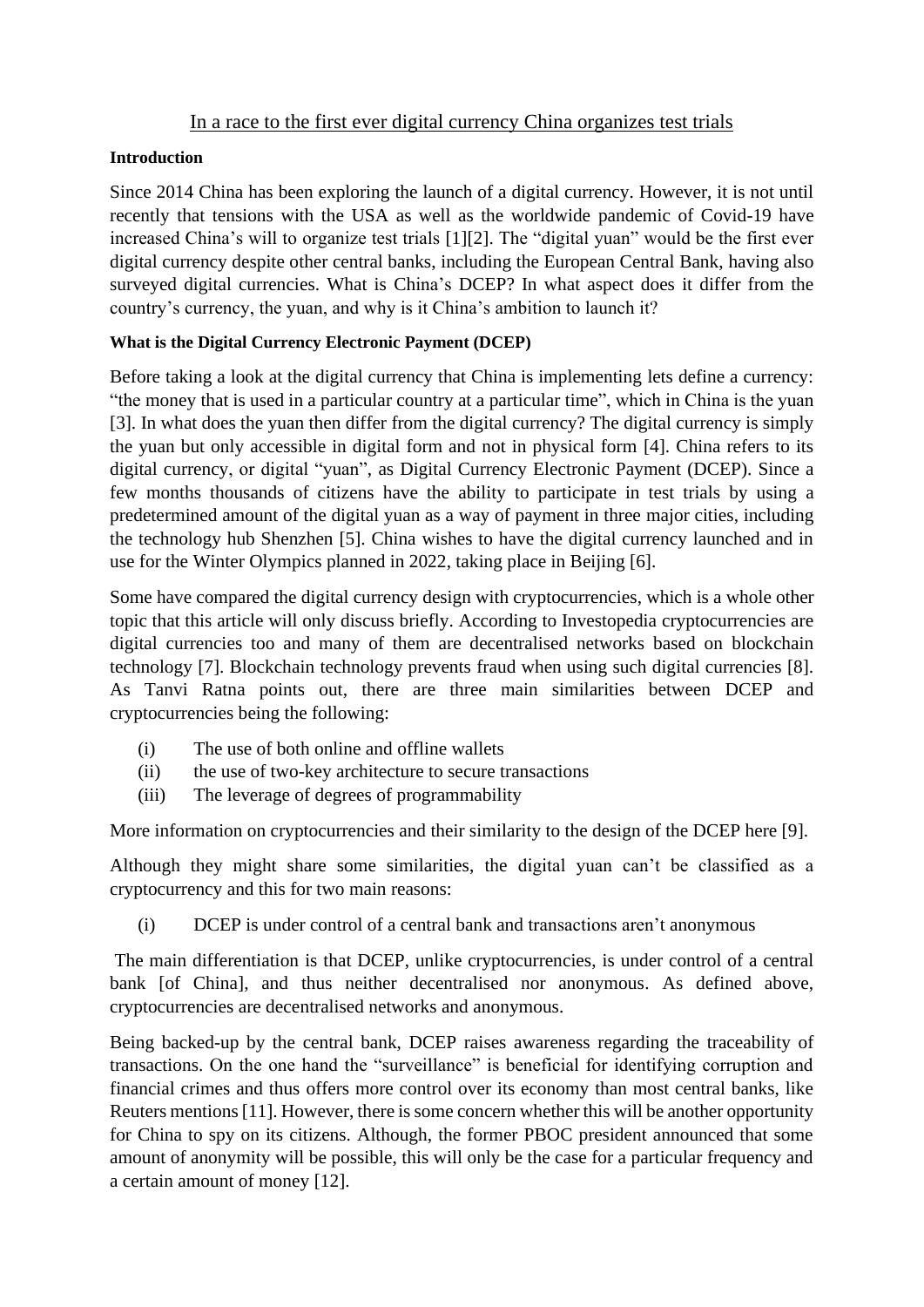# In a race to the first ever digital currency China organizes test trials

**Introduction**

Since 2014 China has been exploring the launch of a digital currency. However, it is not until recently that tensions with the USA as well as the worldwide pandemic of Covid-19 have increased China's will to organize test trials [1][2]. The "digital yuan" would be the first ever digital currency despite other central banks, including the European Central Bank, having also surveyed digital currencies. What is China's DCEP? In what aspect does it differ from the country's currency, the yuan, and why is it China's ambition to launch it?

**What is the Digital Currency Electronic Payment (DCEP)**

Before taking a look at the digital currency that China is implementing lets define a currency: "the money that is used in a particular country at a particular time", which in China is the yuan [3]. In what does the yuan then differ from the digital currency? The digital currency is simply the yuan but only accessible in digital form and not in physical form [4]. China refers to its digital currency, or digital "yuan", as Digital Currency Electronic Payment (DCEP). Since a few months thousands of citizens have the ability to participate in test trials by using a predetermined amount of the digital yuan as a way of payment in three major cities, including the technology hub Shenzhen [5]. China wishes to have the digital currency launched and in use for the Winter Olympics planned in 2022, taking place in Beijing [6].

Some have compared the digital currency design with cryptocurrencies, which is a whole other topic that this article will only discuss briefly. According to Investopedia cryptocurrencies are digital currencies too and many of them are decentralised networks based on blockchain technology [7]. Blockchain technology prevents fraud when using such digital currencies [8]. As Tanvi Ratna points out, there are three main similarities between DCEP and cryptocurrencies being the following:

(i) The use of both online and offline wallets
(ii) the use of two-key architecture to secure transactions
(iii) The leverage of degrees of programmability

More information on cryptocurrencies and their similarity to the design of the DCEP here [9].

Although they might share some similarities, the digital yuan can't be classified as a cryptocurrency and this for two main reasons:

(i) DCEP is under control of a central bank and transactions aren't anonymous

The main differentiation is that DCEP, unlike cryptocurrencies, is under control of a central bank [of China], and thus neither decentralised nor anonymous. As defined above, cryptocurrencies are decentralised networks and anonymous.

Being backed-up by the central bank, DCEP raises awareness regarding the traceability of transactions. On the one hand the "surveillance" is beneficial for identifying corruption and financial crimes and thus offers more control over its economy than most central banks, like Reuters mentions [11]. However, there is some concern whether this will be another opportunity for China to spy on its citizens. Although, the former PBOC president announced that some amount of anonymity will be possible, this will only be the case for a particular frequency and a certain amount of money [12].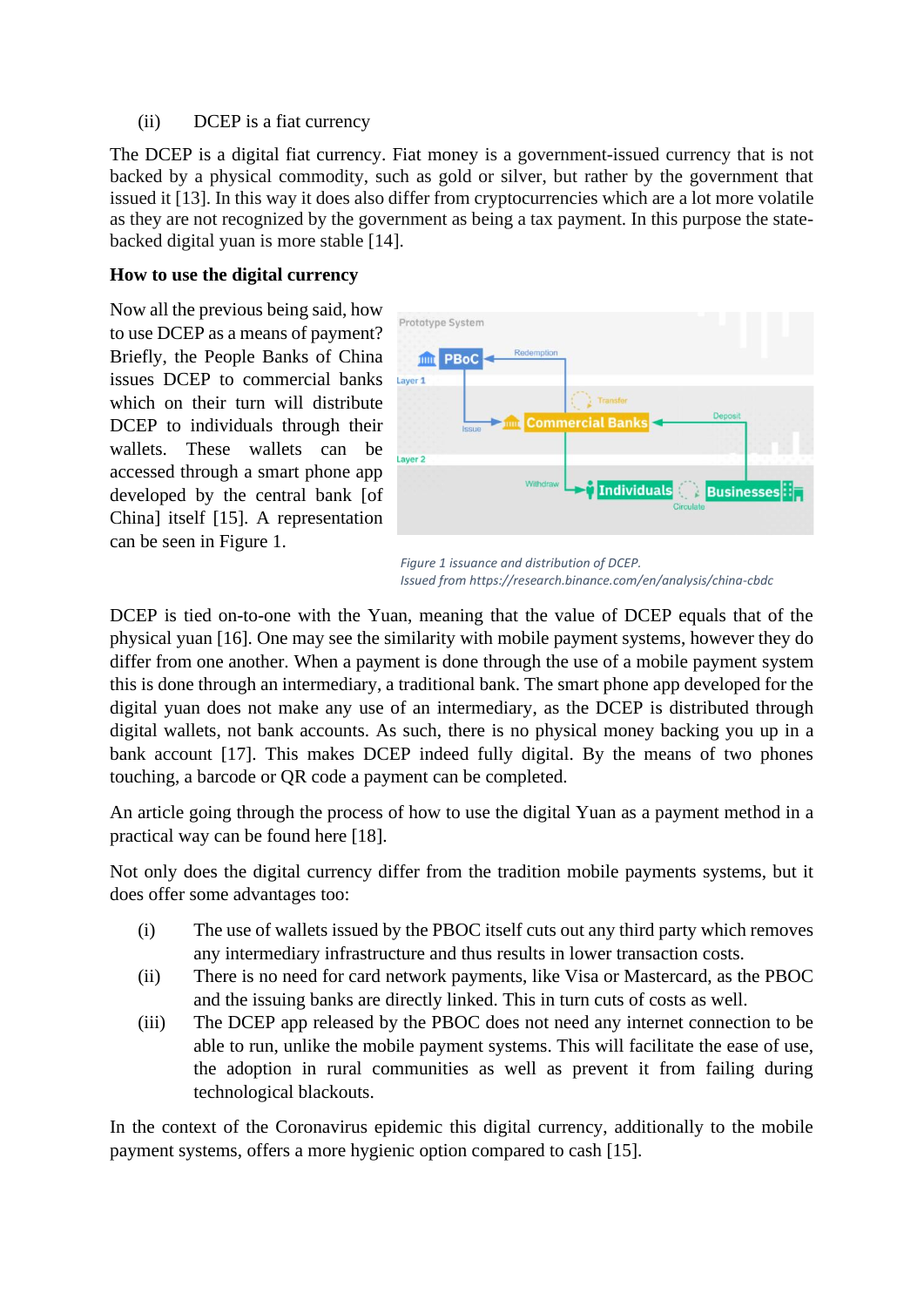(ii) DCEP is a fiat currency

The DCEP is a digital fiat currency. Fiat money is a government-issued currency that is not backed by a physical commodity, such as gold or silver, but rather by the government that issued it [13]. In this way it does also differ from cryptocurrencies which are a lot more volatile as they are not recognized by the government as being a tax payment. In this purpose the state-backed digital yuan is more stable [14].

**How to use the digital currency**

Now all the previous being said, how to use DCEP as a means of payment? Briefly, the People Banks of China issues DCEP to commercial banks which on their turn will distribute DCEP to individuals through their wallets. These wallets can be accessed through a smart phone app developed by the central bank [of China] itself [15]. A representation can be seen in Figure 1.

*Figure 1 issuance and distribution of DCEP.*
*Issued from https://research.binance.com/en/analysis/china-cbdc*

DCEP is tied on-to-one with the Yuan, meaning that the value of DCEP equals that of the physical yuan [16]. One may see the similarity with mobile payment systems, however they do differ from one another. When a payment is done through the use of a mobile payment system this is done through an intermediary, a traditional bank. The smart phone app developed for the digital yuan does not make any use of an intermediary, as the DCEP is distributed through digital wallets, not bank accounts. As such, there is no physical money backing you up in a bank account [17]. This makes DCEP indeed fully digital. By the means of two phones touching, a barcode or QR code a payment can be completed.

An article going through the process of how to use the digital Yuan as a payment method in a practical way can be found here [18].

Not only does the digital currency differ from the tradition mobile payments systems, but it does offer some advantages too:

(i) The use of wallets issued by the PBOC itself cuts out any third party which removes any intermediary infrastructure and thus results in lower transaction costs.
(ii) There is no need for card network payments, like Visa or Mastercard, as the PBOC and the issuing banks are directly linked. This in turn cuts of costs as well.
(iii) The DCEP app released by the PBOC does not need any internet connection to be able to run, unlike the mobile payment systems. This will facilitate the ease of use, the adoption in rural communities as well as prevent it from failing during technological blackouts.

In the context of the Coronavirus epidemic this digital currency, additionally to the mobile payment systems, offers a more hygienic option compared to cash [15].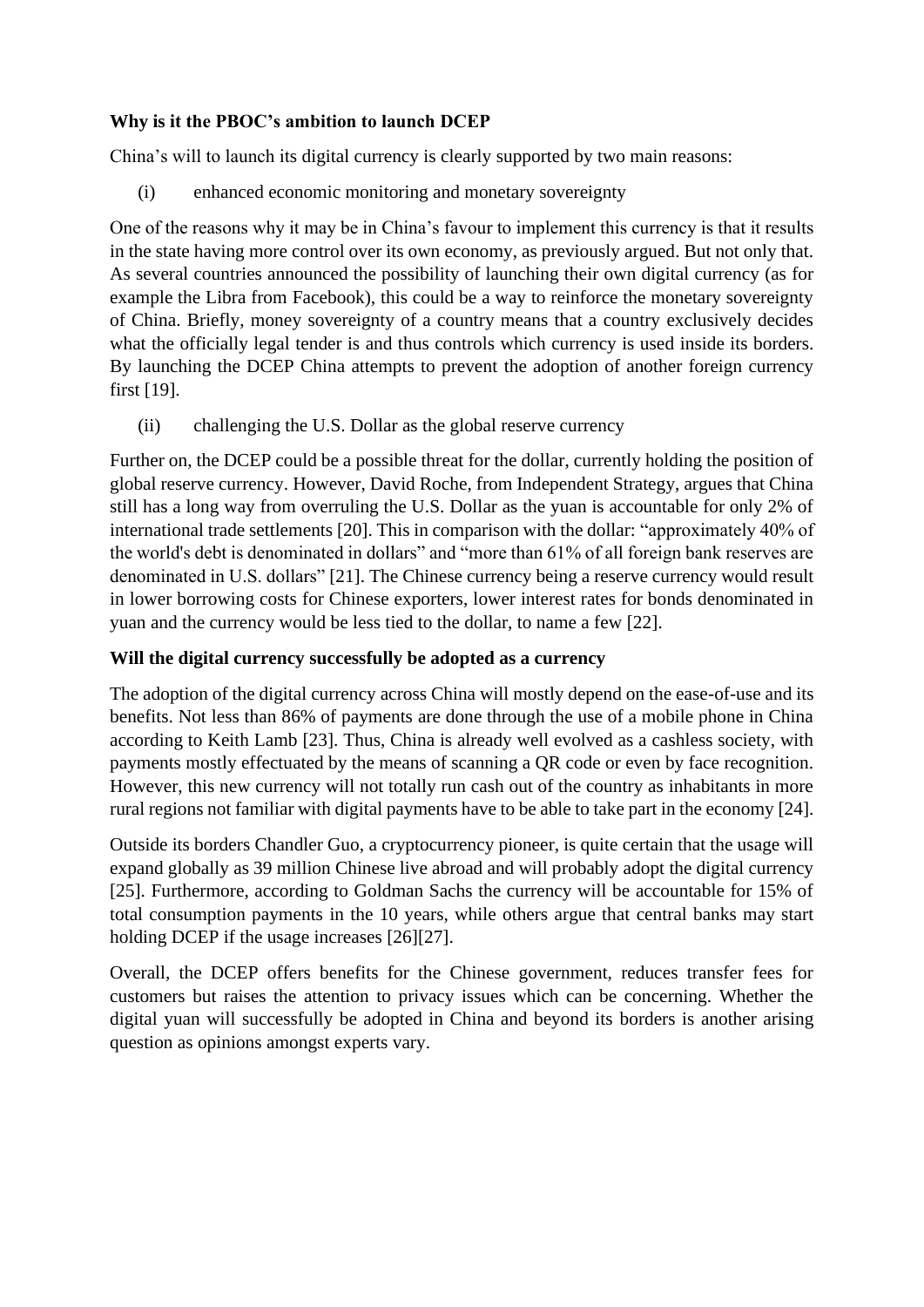**Why is it the PBOC's ambition to launch DCEP**

China's will to launch its digital currency is clearly supported by two main reasons:

(i) enhanced economic monitoring and monetary sovereignty

One of the reasons why it may be in China's favour to implement this currency is that it results in the state having more control over its own economy, as previously argued. But not only that. As several countries announced the possibility of launching their own digital currency (as for example the Libra from Facebook), this could be a way to reinforce the monetary sovereignty of China. Briefly, money sovereignty of a country means that a country exclusively decides what the officially legal tender is and thus controls which currency is used inside its borders. By launching the DCEP China attempts to prevent the adoption of another foreign currency first [19].

(ii) challenging the U.S. Dollar as the global reserve currency

Further on, the DCEP could be a possible threat for the dollar, currently holding the position of global reserve currency. However, David Roche, from Independent Strategy, argues that China still has a long way from overruling the U.S. Dollar as the yuan is accountable for only 2% of international trade settlements [20]. This in comparison with the dollar: "approximately 40% of the world's debt is denominated in dollars" and "more than 61% of all foreign bank reserves are denominated in U.S. dollars" [21]. The Chinese currency being a reserve currency would result in lower borrowing costs for Chinese exporters, lower interest rates for bonds denominated in yuan and the currency would be less tied to the dollar, to name a few [22].

**Will the digital currency successfully be adopted as a currency**

The adoption of the digital currency across China will mostly depend on the ease-of-use and its benefits. Not less than 86% of payments are done through the use of a mobile phone in China according to Keith Lamb [23]. Thus, China is already well evolved as a cashless society, with payments mostly effectuated by the means of scanning a QR code or even by face recognition. However, this new currency will not totally run cash out of the country as inhabitants in more rural regions not familiar with digital payments have to be able to take part in the economy [24].

Outside its borders Chandler Guo, a cryptocurrency pioneer, is quite certain that the usage will expand globally as 39 million Chinese live abroad and will probably adopt the digital currency [25]. Furthermore, according to Goldman Sachs the currency will be accountable for 15% of total consumption payments in the 10 years, while others argue that central banks may start holding DCEP if the usage increases [26][27].

Overall, the DCEP offers benefits for the Chinese government, reduces transfer fees for customers but raises the attention to privacy issues which can be concerning. Whether the digital yuan will successfully be adopted in China and beyond its borders is another arising question as opinions amongst experts vary.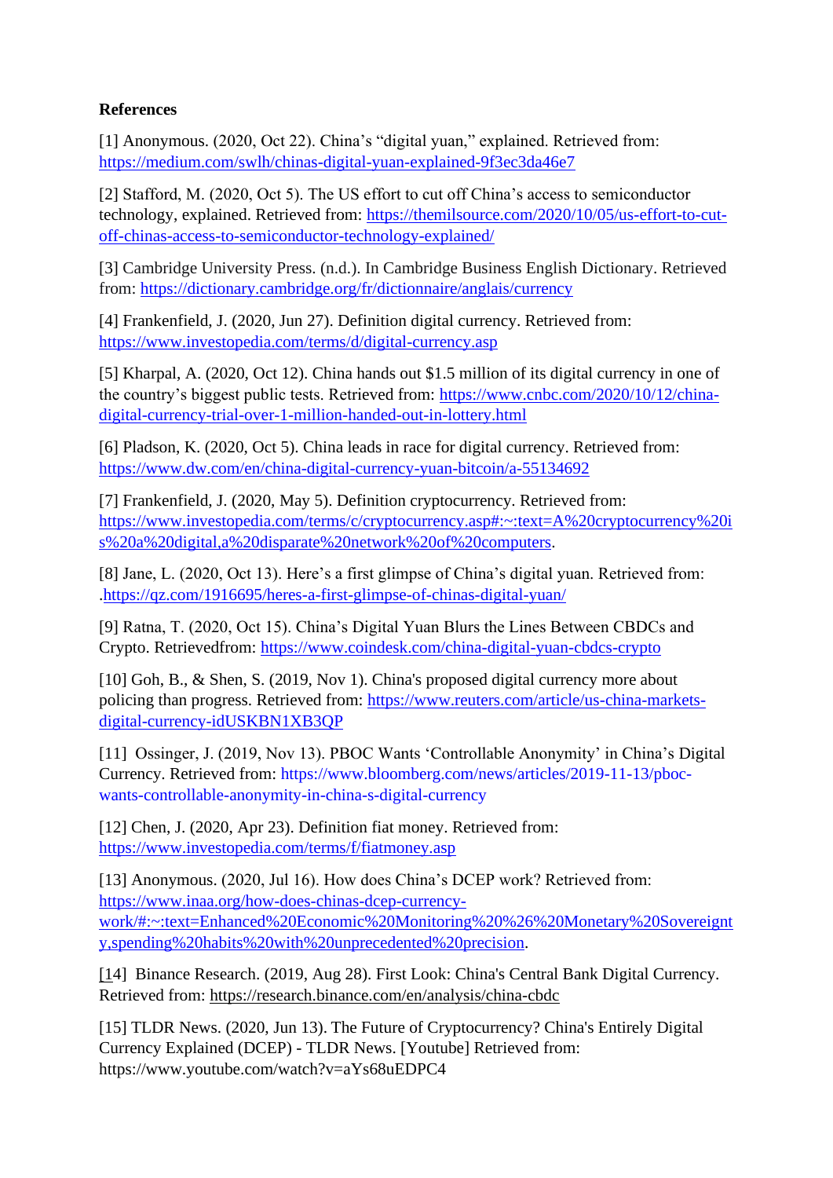**References**

[1] Anonymous. (2020, Oct 22). China's "digital yuan," explained. Retrieved from: https://medium.com/swlh/chinas-digital-yuan-explained-9f3ec3da46e7

[2] Stafford, M. (2020, Oct 5). The US effort to cut off China's access to semiconductor technology, explained. Retrieved from: https://themilsource.com/2020/10/05/us-effort-to-cut-off-chinas-access-to-semiconductor-technology-explained/

[3] Cambridge University Press. (n.d.). In Cambridge Business English Dictionary. Retrieved from: https://dictionary.cambridge.org/fr/dictionnaire/anglais/currency

[4] Frankenfield, J. (2020, Jun 27). Definition digital currency. Retrieved from: https://www.investopedia.com/terms/d/digital-currency.asp

[5] Kharpal, A. (2020, Oct 12). China hands out $1.5 million of its digital currency in one of the country's biggest public tests. Retrieved from: https://www.cnbc.com/2020/10/12/china-digital-currency-trial-over-1-million-handed-out-in-lottery.html

[6] Pladson, K. (2020, Oct 5). China leads in race for digital currency. Retrieved from: https://www.dw.com/en/china-digital-currency-yuan-bitcoin/a-55134692

[7] Frankenfield, J. (2020, May 5). Definition cryptocurrency. Retrieved from: https://www.investopedia.com/terms/c/cryptocurrency.asp#:~:text=A%20cryptocurrency%20is%20a%20digital,a%20disparate%20network%20of%20computers.

[8] Jane, L. (2020, Oct 13). Here's a first glimpse of China's digital yuan. Retrieved from: .https://qz.com/1916695/heres-a-first-glimpse-of-chinas-digital-yuan/

[9] Ratna, T. (2020, Oct 15). China's Digital Yuan Blurs the Lines Between CBDCs and Crypto. Retrievedfrom: https://www.coindesk.com/china-digital-yuan-cbdcs-crypto

[10] Goh, B., & Shen, S. (2019, Nov 1). China's proposed digital currency more about policing than progress. Retrieved from: https://www.reuters.com/article/us-china-markets-digital-currency-idUSKBN1XB3QP

[11] Ossinger, J. (2019, Nov 13). PBOC Wants 'Controllable Anonymity' in China's Digital Currency. Retrieved from: https://www.bloomberg.com/news/articles/2019-11-13/pboc-wants-controllable-anonymity-in-china-s-digital-currency

[12] Chen, J. (2020, Apr 23). Definition fiat money. Retrieved from: https://www.investopedia.com/terms/f/fiatmoney.asp

[13] Anonymous. (2020, Jul 16). How does China's DCEP work? Retrieved from: https://www.inaa.org/how-does-chinas-dcep-currency-work/#:~:text=Enhanced%20Economic%20Monitoring%20%26%20Monetary%20Sovereignty,spending%20habits%20with%20unprecedented%20precision.

[14] Binance Research. (2019, Aug 28). First Look: China's Central Bank Digital Currency. Retrieved from: https://research.binance.com/en/analysis/china-cbdc

[15] TLDR News. (2020, Jun 13). The Future of Cryptocurrency? China's Entirely Digital Currency Explained (DCEP) - TLDR News. [Youtube] Retrieved from: https://www.youtube.com/watch?v=aYs68uEDPC4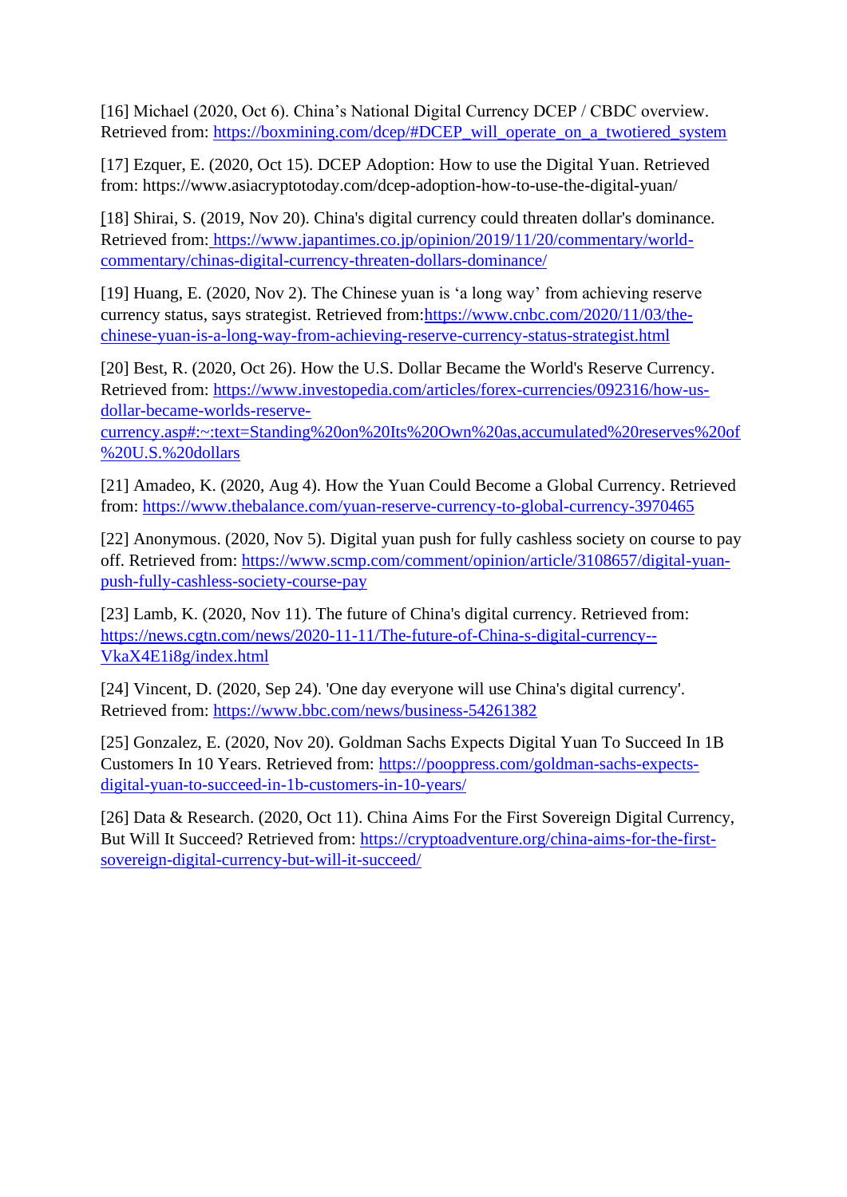[16] Michael (2020, Oct 6). China's National Digital Currency DCEP / CBDC overview. Retrieved from: https://boxmining.com/dcep/#DCEP_will_operate_on_a_twotiered_system

[17] Ezquer, E. (2020, Oct 15). DCEP Adoption: How to use the Digital Yuan. Retrieved from: https://www.asiacryptotoday.com/dcep-adoption-how-to-use-the-digital-yuan/

[18] Shirai, S. (2019, Nov 20). China's digital currency could threaten dollar's dominance. Retrieved from: https://www.japantimes.co.jp/opinion/2019/11/20/commentary/world-commentary/chinas-digital-currency-threaten-dollars-dominance/

[19] Huang, E. (2020, Nov 2). The Chinese yuan is 'a long way' from achieving reserve currency status, says strategist. Retrieved from:https://www.cnbc.com/2020/11/03/the-chinese-yuan-is-a-long-way-from-achieving-reserve-currency-status-strategist.html

[20] Best, R. (2020, Oct 26). How the U.S. Dollar Became the World's Reserve Currency. Retrieved from: https://www.investopedia.com/articles/forex-currencies/092316/how-us-dollar-became-worlds-reserve-currency.asp#:~:text=Standing%20on%20Its%20Own%20as,accumulated%20reserves%20of%20U.S.%20dollars

[21] Amadeo, K. (2020, Aug 4). How the Yuan Could Become a Global Currency. Retrieved from: https://www.thebalance.com/yuan-reserve-currency-to-global-currency-3970465

[22] Anonymous. (2020, Nov 5). Digital yuan push for fully cashless society on course to pay off. Retrieved from: https://www.scmp.com/comment/opinion/article/3108657/digital-yuan-push-fully-cashless-society-course-pay

[23] Lamb, K. (2020, Nov 11). The future of China's digital currency. Retrieved from: https://news.cgtn.com/news/2020-11-11/The-future-of-China-s-digital-currency--VkaX4E1i8g/index.html

[24] Vincent, D. (2020, Sep 24). 'One day everyone will use China's digital currency'. Retrieved from: https://www.bbc.com/news/business-54261382

[25] Gonzalez, E. (2020, Nov 20). Goldman Sachs Expects Digital Yuan To Succeed In 1B Customers In 10 Years. Retrieved from: https://pooppress.com/goldman-sachs-expects-digital-yuan-to-succeed-in-1b-customers-in-10-years/

[26] Data & Research. (2020, Oct 11). China Aims For the First Sovereign Digital Currency, But Will It Succeed? Retrieved from: https://cryptoadventure.org/china-aims-for-the-first-sovereign-digital-currency-but-will-it-succeed/